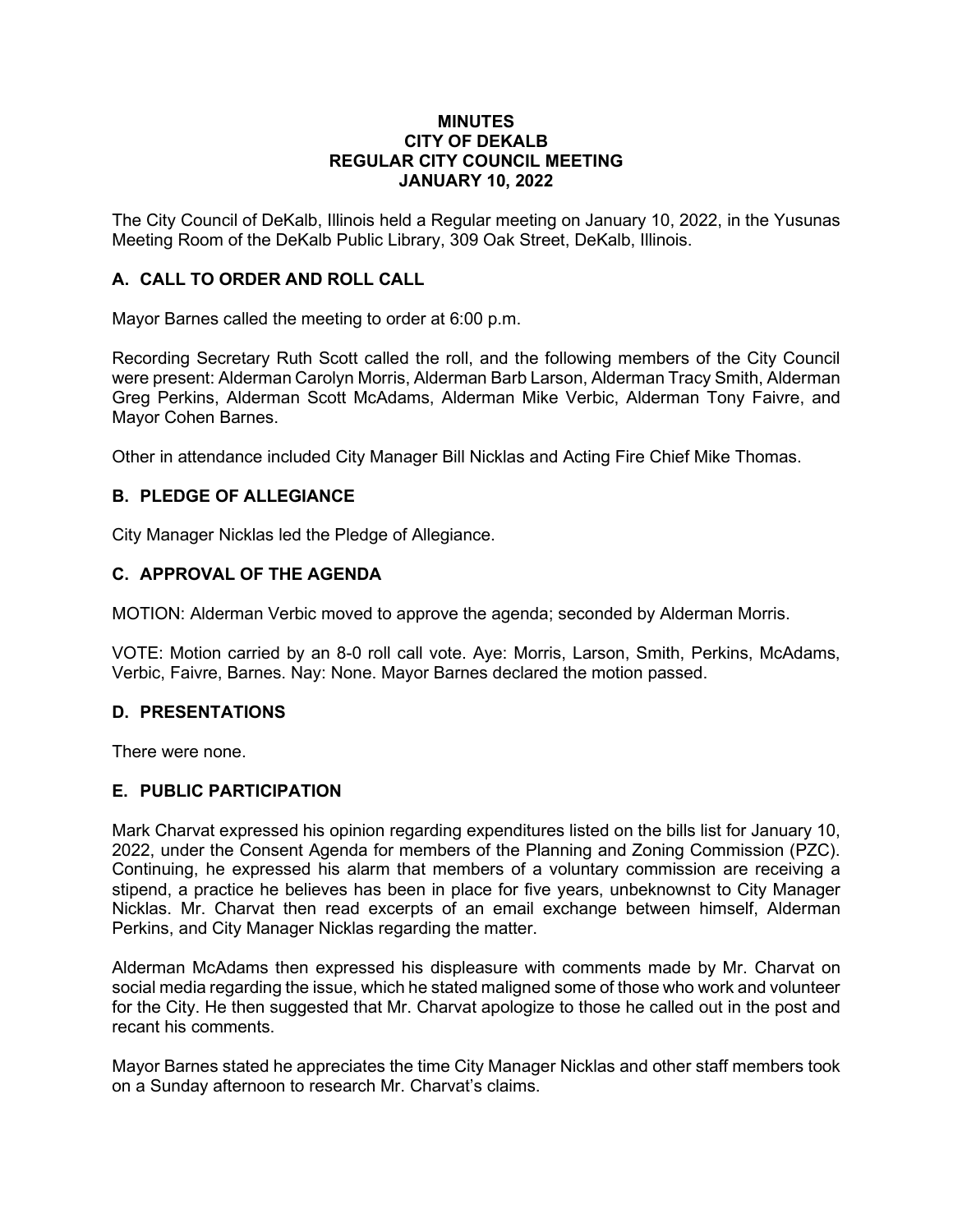# MINUTES
# CITY OF DEKALB
# REGULAR CITY COUNCIL MEETING
# JANUARY 10, 2022

The City Council of DeKalb, Illinois held a Regular meeting on January 10, 2022, in the Yusunas Meeting Room of the DeKalb Public Library, 309 Oak Street, DeKalb, Illinois.

## A. CALL TO ORDER AND ROLL CALL

Mayor Barnes called the meeting to order at 6:00 p.m.

Recording Secretary Ruth Scott called the roll, and the following members of the City Council were present: Alderman Carolyn Morris, Alderman Barb Larson, Alderman Tracy Smith, Alderman Greg Perkins, Alderman Scott McAdams, Alderman Mike Verbic, Alderman Tony Faivre, and Mayor Cohen Barnes.

Other in attendance included City Manager Bill Nicklas and Acting Fire Chief Mike Thomas.

## B. PLEDGE OF ALLEGIANCE

City Manager Nicklas led the Pledge of Allegiance.

## C. APPROVAL OF THE AGENDA

MOTION: Alderman Verbic moved to approve the agenda; seconded by Alderman Morris.

VOTE: Motion carried by an 8-0 roll call vote. Aye: Morris, Larson, Smith, Perkins, McAdams, Verbic, Faivre, Barnes. Nay: None. Mayor Barnes declared the motion passed.

## D. PRESENTATIONS

There were none.

## E. PUBLIC PARTICIPATION

Mark Charvat expressed his opinion regarding expenditures listed on the bills list for January 10, 2022, under the Consent Agenda for members of the Planning and Zoning Commission (PZC). Continuing, he expressed his alarm that members of a voluntary commission are receiving a stipend, a practice he believes has been in place for five years, unbeknownst to City Manager Nicklas. Mr. Charvat then read excerpts of an email exchange between himself, Alderman Perkins, and City Manager Nicklas regarding the matter.

Alderman McAdams then expressed his displeasure with comments made by Mr. Charvat on social media regarding the issue, which he stated maligned some of those who work and volunteer for the City. He then suggested that Mr. Charvat apologize to those he called out in the post and recant his comments.

Mayor Barnes stated he appreciates the time City Manager Nicklas and other staff members took on a Sunday afternoon to research Mr. Charvat's claims.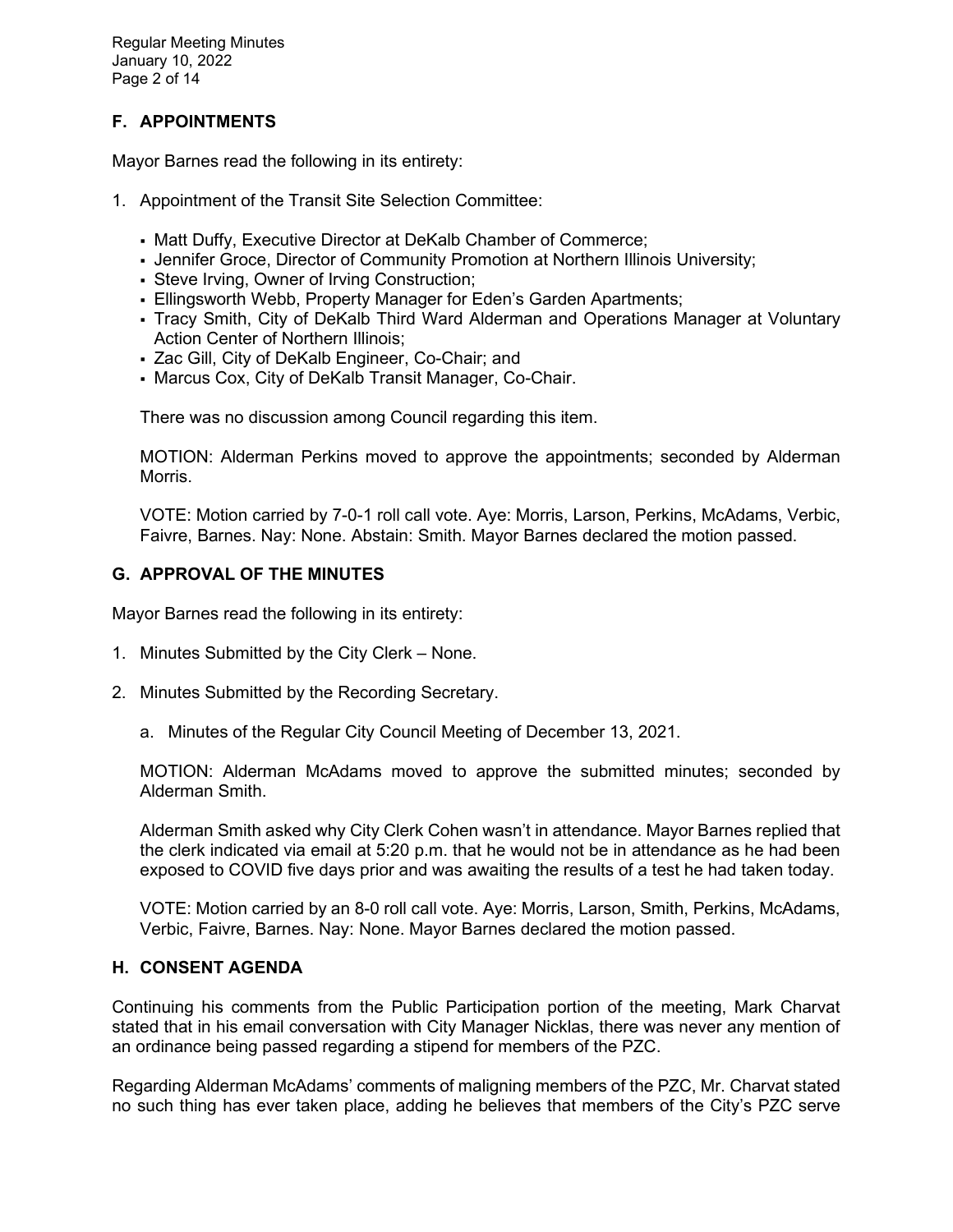## F. APPOINTMENTS

Mayor Barnes read the following in its entirety:

1. Appointment of the Transit Site Selection Committee:

   - Matt Duffy, Executive Director at DeKalb Chamber of Commerce;
   - Jennifer Groce, Director of Community Promotion at Northern Illinois University;
   - Steve Irving, Owner of Irving Construction;
   - Ellingsworth Webb, Property Manager for Eden's Garden Apartments;
   - Tracy Smith, City of DeKalb Third Ward Alderman and Operations Manager at Voluntary Action Center of Northern Illinois;
   - Zac Gill, City of DeKalb Engineer, Co-Chair; and
   - Marcus Cox, City of DeKalb Transit Manager, Co-Chair.

   There was no discussion among Council regarding this item.

   MOTION: Alderman Perkins moved to approve the appointments; seconded by Alderman Morris.

   VOTE: Motion carried by 7-0-1 roll call vote. Aye: Morris, Larson, Perkins, McAdams, Verbic, Faivre, Barnes. Nay: None. Abstain: Smith. Mayor Barnes declared the motion passed.

## G. APPROVAL OF THE MINUTES

Mayor Barnes read the following in its entirety:

1. Minutes Submitted by the City Clerk – None.

2. Minutes Submitted by the Recording Secretary.

   a. Minutes of the Regular City Council Meeting of December 13, 2021.

   MOTION: Alderman McAdams moved to approve the submitted minutes; seconded by Alderman Smith.

   Alderman Smith asked why City Clerk Cohen wasn't in attendance. Mayor Barnes replied that the clerk indicated via email at 5:20 p.m. that he would not be in attendance as he had been exposed to COVID five days prior and was awaiting the results of a test he had taken today.

   VOTE: Motion carried by an 8-0 roll call vote. Aye: Morris, Larson, Smith, Perkins, McAdams, Verbic, Faivre, Barnes. Nay: None. Mayor Barnes declared the motion passed.

## H. CONSENT AGENDA

Continuing his comments from the Public Participation portion of the meeting, Mark Charvat stated that in his email conversation with City Manager Nicklas, there was never any mention of an ordinance being passed regarding a stipend for members of the PZC.

Regarding Alderman McAdams' comments of maligning members of the PZC, Mr. Charvat stated no such thing has ever taken place, adding he believes that members of the City's PZC serve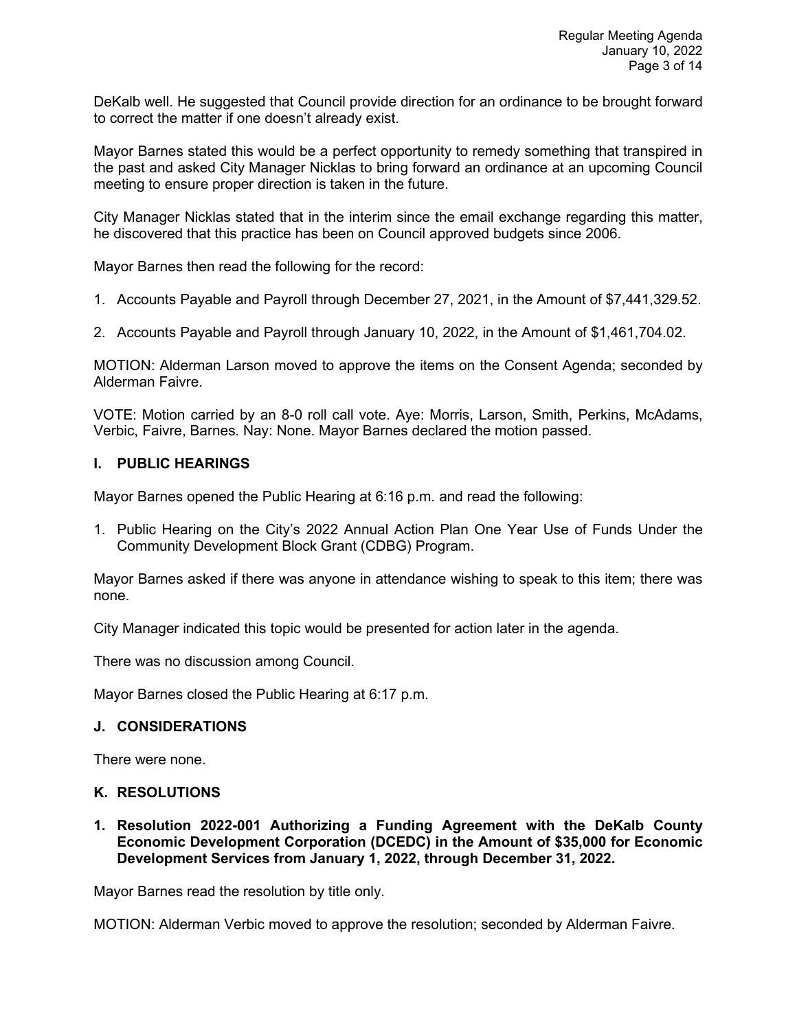DeKalb well. He suggested that Council provide direction for an ordinance to be brought forward to correct the matter if one doesn't already exist.

Mayor Barnes stated this would be a perfect opportunity to remedy something that transpired in the past and asked City Manager Nicklas to bring forward an ordinance at an upcoming Council meeting to ensure proper direction is taken in the future.

City Manager Nicklas stated that in the interim since the email exchange regarding this matter, he discovered that this practice has been on Council approved budgets since 2006.

Mayor Barnes then read the following for the record:

1. Accounts Payable and Payroll through December 27, 2021, in the Amount of $7,441,329.52.

2. Accounts Payable and Payroll through January 10, 2022, in the Amount of $1,461,704.02.

MOTION: Alderman Larson moved to approve the items on the Consent Agenda; seconded by Alderman Faivre.

VOTE: Motion carried by an 8-0 roll call vote. Aye: Morris, Larson, Smith, Perkins, McAdams, Verbic, Faivre, Barnes. Nay: None. Mayor Barnes declared the motion passed.

## I. PUBLIC HEARINGS

Mayor Barnes opened the Public Hearing at 6:16 p.m. and read the following:

1. Public Hearing on the City's 2022 Annual Action Plan One Year Use of Funds Under the Community Development Block Grant (CDBG) Program.

Mayor Barnes asked if there was anyone in attendance wishing to speak to this item; there was none.

City Manager indicated this topic would be presented for action later in the agenda.

There was no discussion among Council.

Mayor Barnes closed the Public Hearing at 6:17 p.m.

## J. CONSIDERATIONS

There were none.

## K. RESOLUTIONS

**1. Resolution 2022-001 Authorizing a Funding Agreement with the DeKalb County Economic Development Corporation (DCEDC) in the Amount of $35,000 for Economic Development Services from January 1, 2022, through December 31, 2022.**

Mayor Barnes read the resolution by title only.

MOTION: Alderman Verbic moved to approve the resolution; seconded by Alderman Faivre.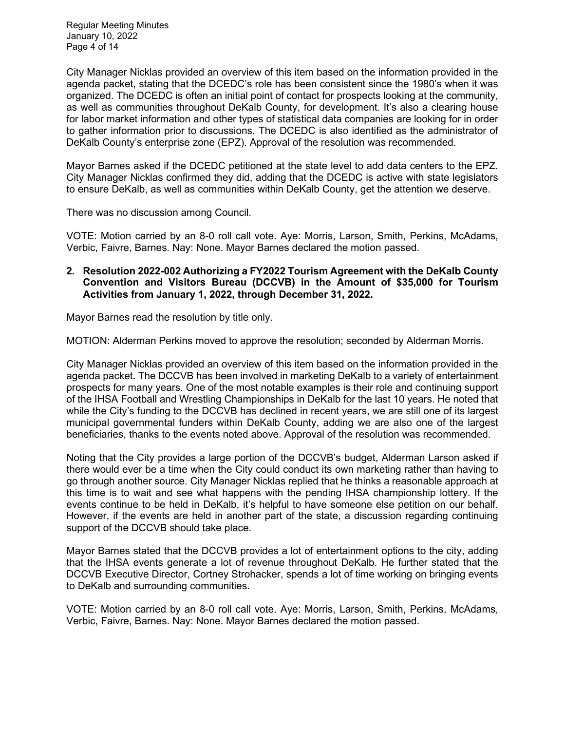City Manager Nicklas provided an overview of this item based on the information provided in the agenda packet, stating that the DCEDC's role has been consistent since the 1980's when it was organized. The DCEDC is often an initial point of contact for prospects looking at the community, as well as communities throughout DeKalb County, for development. It's also a clearing house for labor market information and other types of statistical data companies are looking for in order to gather information prior to discussions. The DCEDC is also identified as the administrator of DeKalb County's enterprise zone (EPZ). Approval of the resolution was recommended.

Mayor Barnes asked if the DCEDC petitioned at the state level to add data centers to the EPZ. City Manager Nicklas confirmed they did, adding that the DCEDC is active with state legislators to ensure DeKalb, as well as communities within DeKalb County, get the attention we deserve.

There was no discussion among Council.

VOTE: Motion carried by an 8-0 roll call vote. Aye: Morris, Larson, Smith, Perkins, McAdams, Verbic, Faivre, Barnes. Nay: None. Mayor Barnes declared the motion passed.

**2. Resolution 2022-002 Authorizing a FY2022 Tourism Agreement with the DeKalb County Convention and Visitors Bureau (DCCVB) in the Amount of $35,000 for Tourism Activities from January 1, 2022, through December 31, 2022.**

Mayor Barnes read the resolution by title only.

MOTION: Alderman Perkins moved to approve the resolution; seconded by Alderman Morris.

City Manager Nicklas provided an overview of this item based on the information provided in the agenda packet. The DCCVB has been involved in marketing DeKalb to a variety of entertainment prospects for many years. One of the most notable examples is their role and continuing support of the IHSA Football and Wrestling Championships in DeKalb for the last 10 years. He noted that while the City's funding to the DCCVB has declined in recent years, we are still one of its largest municipal governmental funders within DeKalb County, adding we are also one of the largest beneficiaries, thanks to the events noted above. Approval of the resolution was recommended.

Noting that the City provides a large portion of the DCCVB's budget, Alderman Larson asked if there would ever be a time when the City could conduct its own marketing rather than having to go through another source. City Manager Nicklas replied that he thinks a reasonable approach at this time is to wait and see what happens with the pending IHSA championship lottery. If the events continue to be held in DeKalb, it's helpful to have someone else petition on our behalf. However, if the events are held in another part of the state, a discussion regarding continuing support of the DCCVB should take place.

Mayor Barnes stated that the DCCVB provides a lot of entertainment options to the city, adding that the IHSA events generate a lot of revenue throughout DeKalb. He further stated that the DCCVB Executive Director, Cortney Strohacker, spends a lot of time working on bringing events to DeKalb and surrounding communities.

VOTE: Motion carried by an 8-0 roll call vote. Aye: Morris, Larson, Smith, Perkins, McAdams, Verbic, Faivre, Barnes. Nay: None. Mayor Barnes declared the motion passed.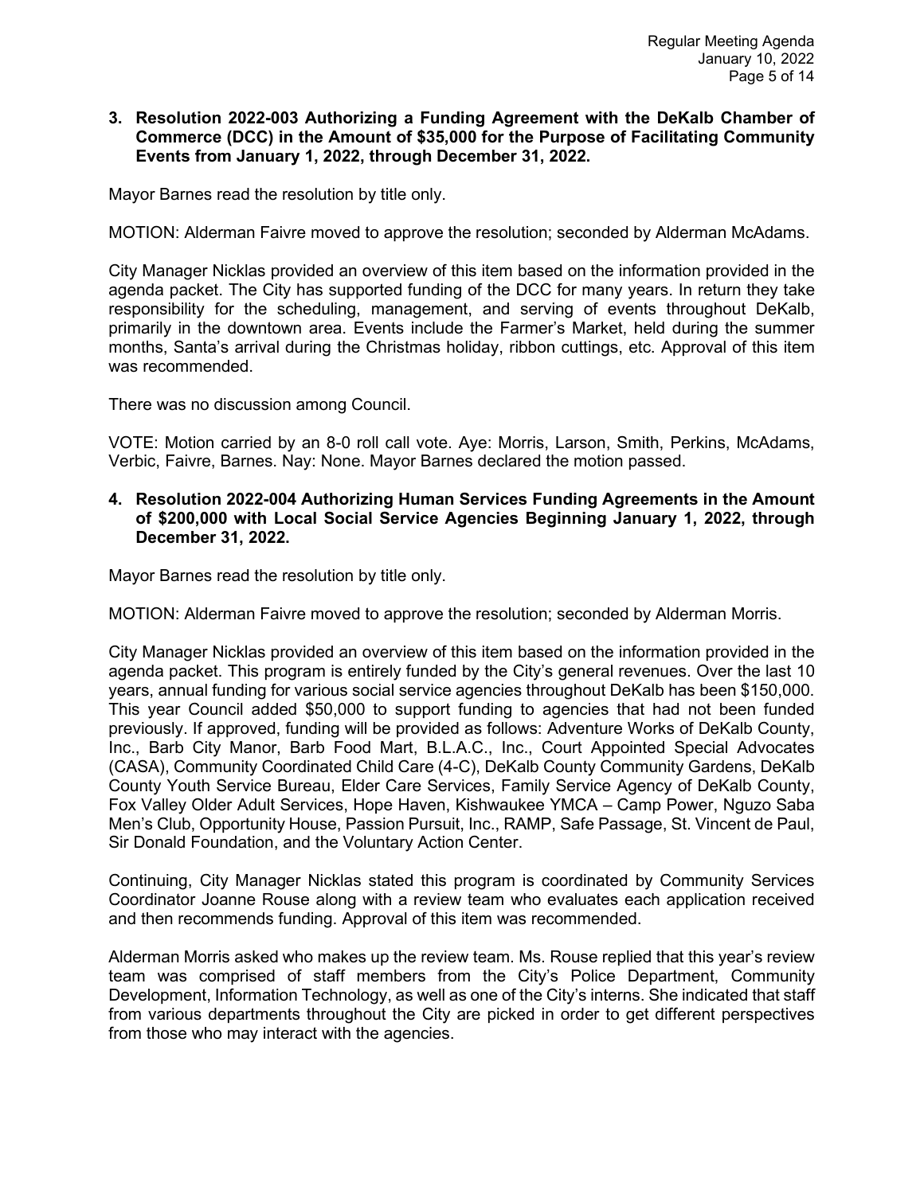**3. Resolution 2022-003 Authorizing a Funding Agreement with the DeKalb Chamber of Commerce (DCC) in the Amount of $35,000 for the Purpose of Facilitating Community Events from January 1, 2022, through December 31, 2022.**

Mayor Barnes read the resolution by title only.

MOTION: Alderman Faivre moved to approve the resolution; seconded by Alderman McAdams.

City Manager Nicklas provided an overview of this item based on the information provided in the agenda packet. The City has supported funding of the DCC for many years. In return they take responsibility for the scheduling, management, and serving of events throughout DeKalb, primarily in the downtown area. Events include the Farmer's Market, held during the summer months, Santa's arrival during the Christmas holiday, ribbon cuttings, etc. Approval of this item was recommended.

There was no discussion among Council.

VOTE: Motion carried by an 8-0 roll call vote. Aye: Morris, Larson, Smith, Perkins, McAdams, Verbic, Faivre, Barnes. Nay: None. Mayor Barnes declared the motion passed.

**4. Resolution 2022-004 Authorizing Human Services Funding Agreements in the Amount of $200,000 with Local Social Service Agencies Beginning January 1, 2022, through December 31, 2022.**

Mayor Barnes read the resolution by title only.

MOTION: Alderman Faivre moved to approve the resolution; seconded by Alderman Morris.

City Manager Nicklas provided an overview of this item based on the information provided in the agenda packet. This program is entirely funded by the City's general revenues. Over the last 10 years, annual funding for various social service agencies throughout DeKalb has been $150,000. This year Council added $50,000 to support funding to agencies that had not been funded previously. If approved, funding will be provided as follows: Adventure Works of DeKalb County, Inc., Barb City Manor, Barb Food Mart, B.L.A.C., Inc., Court Appointed Special Advocates (CASA), Community Coordinated Child Care (4-C), DeKalb County Community Gardens, DeKalb County Youth Service Bureau, Elder Care Services, Family Service Agency of DeKalb County, Fox Valley Older Adult Services, Hope Haven, Kishwaukee YMCA – Camp Power, Nguzo Saba Men's Club, Opportunity House, Passion Pursuit, Inc., RAMP, Safe Passage, St. Vincent de Paul, Sir Donald Foundation, and the Voluntary Action Center.

Continuing, City Manager Nicklas stated this program is coordinated by Community Services Coordinator Joanne Rouse along with a review team who evaluates each application received and then recommends funding. Approval of this item was recommended.

Alderman Morris asked who makes up the review team. Ms. Rouse replied that this year's review team was comprised of staff members from the City's Police Department, Community Development, Information Technology, as well as one of the City's interns. She indicated that staff from various departments throughout the City are picked in order to get different perspectives from those who may interact with the agencies.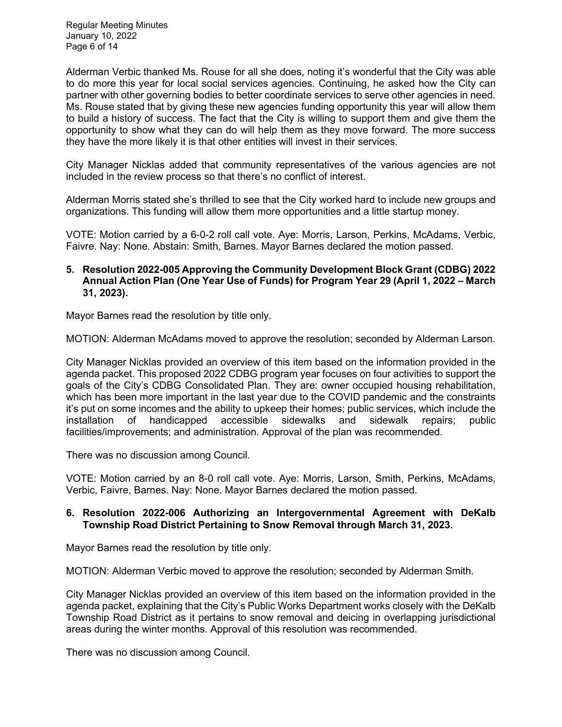Alderman Verbic thanked Ms. Rouse for all she does, noting it's wonderful that the City was able to do more this year for local social services agencies. Continuing, he asked how the City can partner with other governing bodies to better coordinate services to serve other agencies in need. Ms. Rouse stated that by giving these new agencies funding opportunity this year will allow them to build a history of success. The fact that the City is willing to support them and give them the opportunity to show what they can do will help them as they move forward. The more success they have the more likely it is that other entities will invest in their services.

City Manager Nicklas added that community representatives of the various agencies are not included in the review process so that there's no conflict of interest.

Alderman Morris stated she's thrilled to see that the City worked hard to include new groups and organizations. This funding will allow them more opportunities and a little startup money.

VOTE: Motion carried by a 6-0-2 roll call vote. Aye: Morris, Larson, Perkins, McAdams, Verbic, Faivre. Nay: None. Abstain: Smith, Barnes. Mayor Barnes declared the motion passed.

**5. Resolution 2022-005 Approving the Community Development Block Grant (CDBG) 2022 Annual Action Plan (One Year Use of Funds) for Program Year 29 (April 1, 2022 – March 31, 2023).**

Mayor Barnes read the resolution by title only.

MOTION: Alderman McAdams moved to approve the resolution; seconded by Alderman Larson.

City Manager Nicklas provided an overview of this item based on the information provided in the agenda packet. This proposed 2022 CDBG program year focuses on four activities to support the goals of the City's CDBG Consolidated Plan. They are: owner occupied housing rehabilitation, which has been more important in the last year due to the COVID pandemic and the constraints it's put on some incomes and the ability to upkeep their homes; public services, which include the installation of handicapped accessible sidewalks and sidewalk repairs; public facilities/improvements; and administration. Approval of the plan was recommended.

There was no discussion among Council.

VOTE: Motion carried by an 8-0 roll call vote. Aye: Morris, Larson, Smith, Perkins, McAdams, Verbic, Faivre, Barnes. Nay: None. Mayor Barnes declared the motion passed.

**6. Resolution 2022-006 Authorizing an Intergovernmental Agreement with DeKalb Township Road District Pertaining to Snow Removal through March 31, 2023.**

Mayor Barnes read the resolution by title only.

MOTION: Alderman Verbic moved to approve the resolution; seconded by Alderman Smith.

City Manager Nicklas provided an overview of this item based on the information provided in the agenda packet, explaining that the City's Public Works Department works closely with the DeKalb Township Road District as it pertains to snow removal and deicing in overlapping jurisdictional areas during the winter months. Approval of this resolution was recommended.

There was no discussion among Council.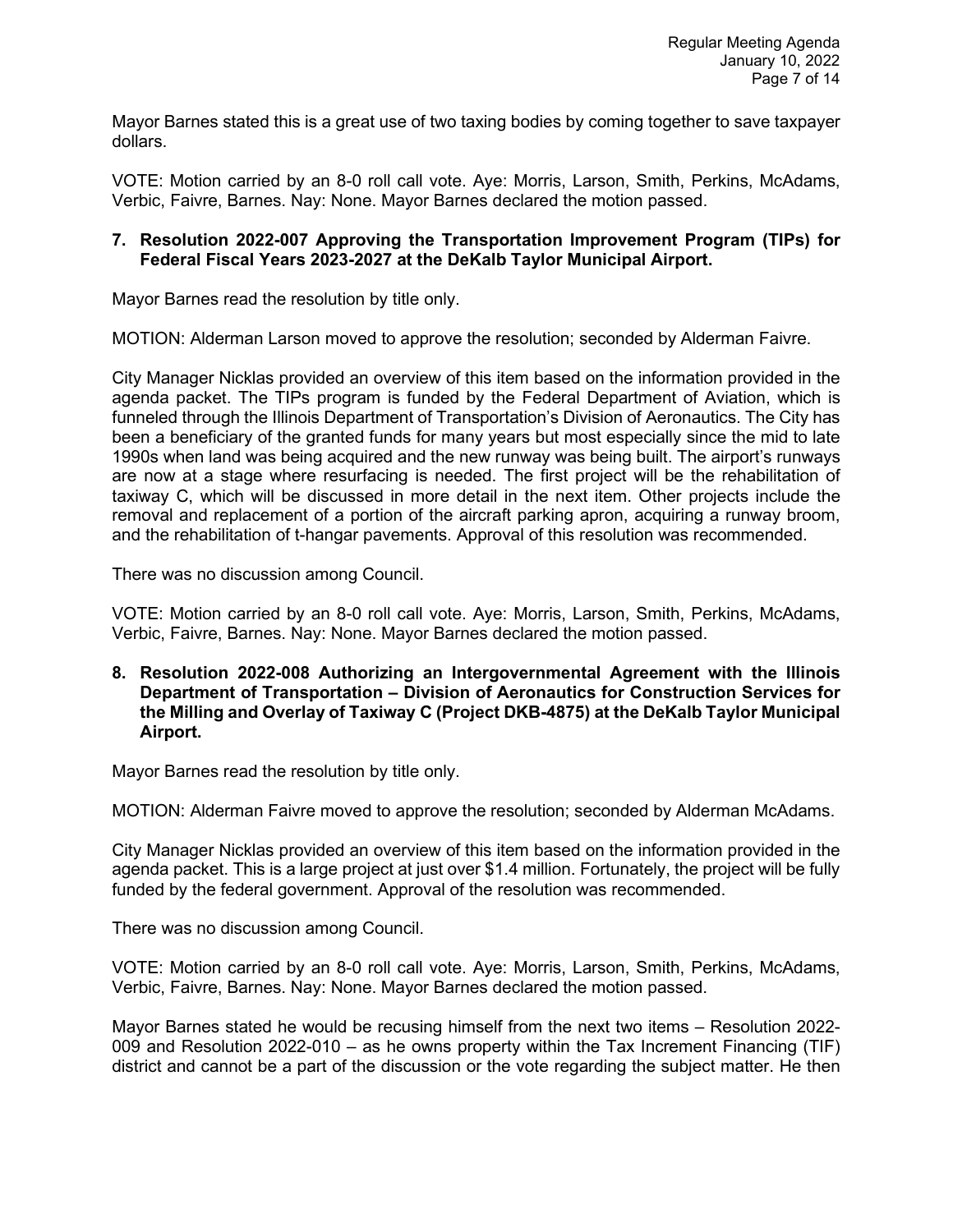Mayor Barnes stated this is a great use of two taxing bodies by coming together to save taxpayer dollars.

VOTE: Motion carried by an 8-0 roll call vote. Aye: Morris, Larson, Smith, Perkins, McAdams, Verbic, Faivre, Barnes. Nay: None. Mayor Barnes declared the motion passed.

**7. Resolution 2022-007 Approving the Transportation Improvement Program (TIPs) for Federal Fiscal Years 2023-2027 at the DeKalb Taylor Municipal Airport.**

Mayor Barnes read the resolution by title only.

MOTION: Alderman Larson moved to approve the resolution; seconded by Alderman Faivre.

City Manager Nicklas provided an overview of this item based on the information provided in the agenda packet. The TIPs program is funded by the Federal Department of Aviation, which is funneled through the Illinois Department of Transportation's Division of Aeronautics. The City has been a beneficiary of the granted funds for many years but most especially since the mid to late 1990s when land was being acquired and the new runway was being built. The airport's runways are now at a stage where resurfacing is needed. The first project will be the rehabilitation of taxiway C, which will be discussed in more detail in the next item. Other projects include the removal and replacement of a portion of the aircraft parking apron, acquiring a runway broom, and the rehabilitation of t-hangar pavements. Approval of this resolution was recommended.

There was no discussion among Council.

VOTE: Motion carried by an 8-0 roll call vote. Aye: Morris, Larson, Smith, Perkins, McAdams, Verbic, Faivre, Barnes. Nay: None. Mayor Barnes declared the motion passed.

**8. Resolution 2022-008 Authorizing an Intergovernmental Agreement with the Illinois Department of Transportation – Division of Aeronautics for Construction Services for the Milling and Overlay of Taxiway C (Project DKB-4875) at the DeKalb Taylor Municipal Airport.**

Mayor Barnes read the resolution by title only.

MOTION: Alderman Faivre moved to approve the resolution; seconded by Alderman McAdams.

City Manager Nicklas provided an overview of this item based on the information provided in the agenda packet. This is a large project at just over $1.4 million. Fortunately, the project will be fully funded by the federal government. Approval of the resolution was recommended.

There was no discussion among Council.

VOTE: Motion carried by an 8-0 roll call vote. Aye: Morris, Larson, Smith, Perkins, McAdams, Verbic, Faivre, Barnes. Nay: None. Mayor Barnes declared the motion passed.

Mayor Barnes stated he would be recusing himself from the next two items – Resolution 2022-009 and Resolution 2022-010 – as he owns property within the Tax Increment Financing (TIF) district and cannot be a part of the discussion or the vote regarding the subject matter. He then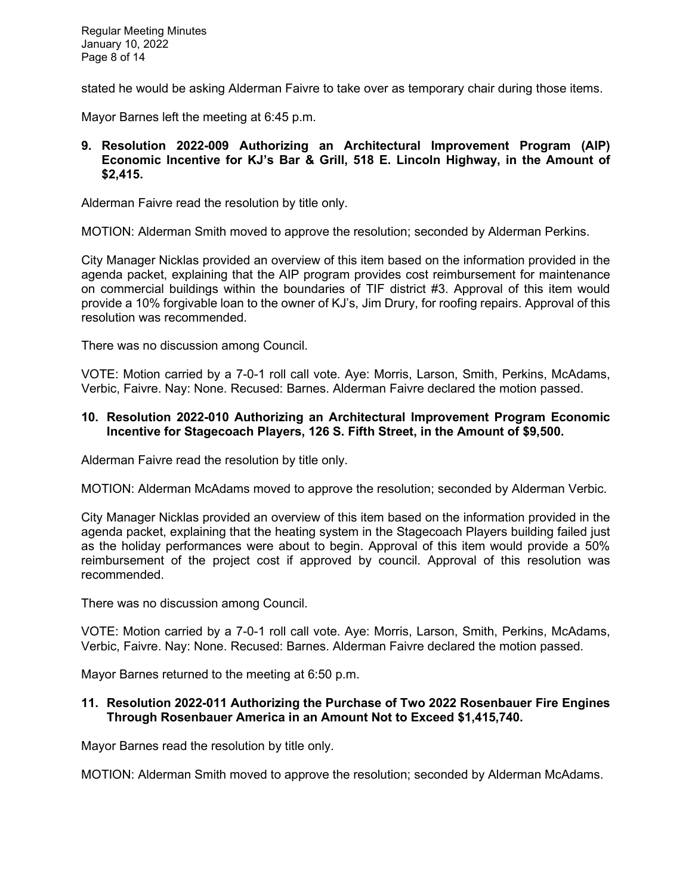stated he would be asking Alderman Faivre to take over as temporary chair during those items.

Mayor Barnes left the meeting at 6:45 p.m.

**9. Resolution 2022-009 Authorizing an Architectural Improvement Program (AIP) Economic Incentive for KJ's Bar & Grill, 518 E. Lincoln Highway, in the Amount of $2,415.**

Alderman Faivre read the resolution by title only.

MOTION: Alderman Smith moved to approve the resolution; seconded by Alderman Perkins.

City Manager Nicklas provided an overview of this item based on the information provided in the agenda packet, explaining that the AIP program provides cost reimbursement for maintenance on commercial buildings within the boundaries of TIF district #3. Approval of this item would provide a 10% forgivable loan to the owner of KJ's, Jim Drury, for roofing repairs. Approval of this resolution was recommended.

There was no discussion among Council.

VOTE: Motion carried by a 7-0-1 roll call vote. Aye: Morris, Larson, Smith, Perkins, McAdams, Verbic, Faivre. Nay: None. Recused: Barnes. Alderman Faivre declared the motion passed.

**10. Resolution 2022-010 Authorizing an Architectural Improvement Program Economic Incentive for Stagecoach Players, 126 S. Fifth Street, in the Amount of $9,500.**

Alderman Faivre read the resolution by title only.

MOTION: Alderman McAdams moved to approve the resolution; seconded by Alderman Verbic.

City Manager Nicklas provided an overview of this item based on the information provided in the agenda packet, explaining that the heating system in the Stagecoach Players building failed just as the holiday performances were about to begin. Approval of this item would provide a 50% reimbursement of the project cost if approved by council. Approval of this resolution was recommended.

There was no discussion among Council.

VOTE: Motion carried by a 7-0-1 roll call vote. Aye: Morris, Larson, Smith, Perkins, McAdams, Verbic, Faivre. Nay: None. Recused: Barnes. Alderman Faivre declared the motion passed.

Mayor Barnes returned to the meeting at 6:50 p.m.

**11. Resolution 2022-011 Authorizing the Purchase of Two 2022 Rosenbauer Fire Engines Through Rosenbauer America in an Amount Not to Exceed $1,415,740.**

Mayor Barnes read the resolution by title only.

MOTION: Alderman Smith moved to approve the resolution; seconded by Alderman McAdams.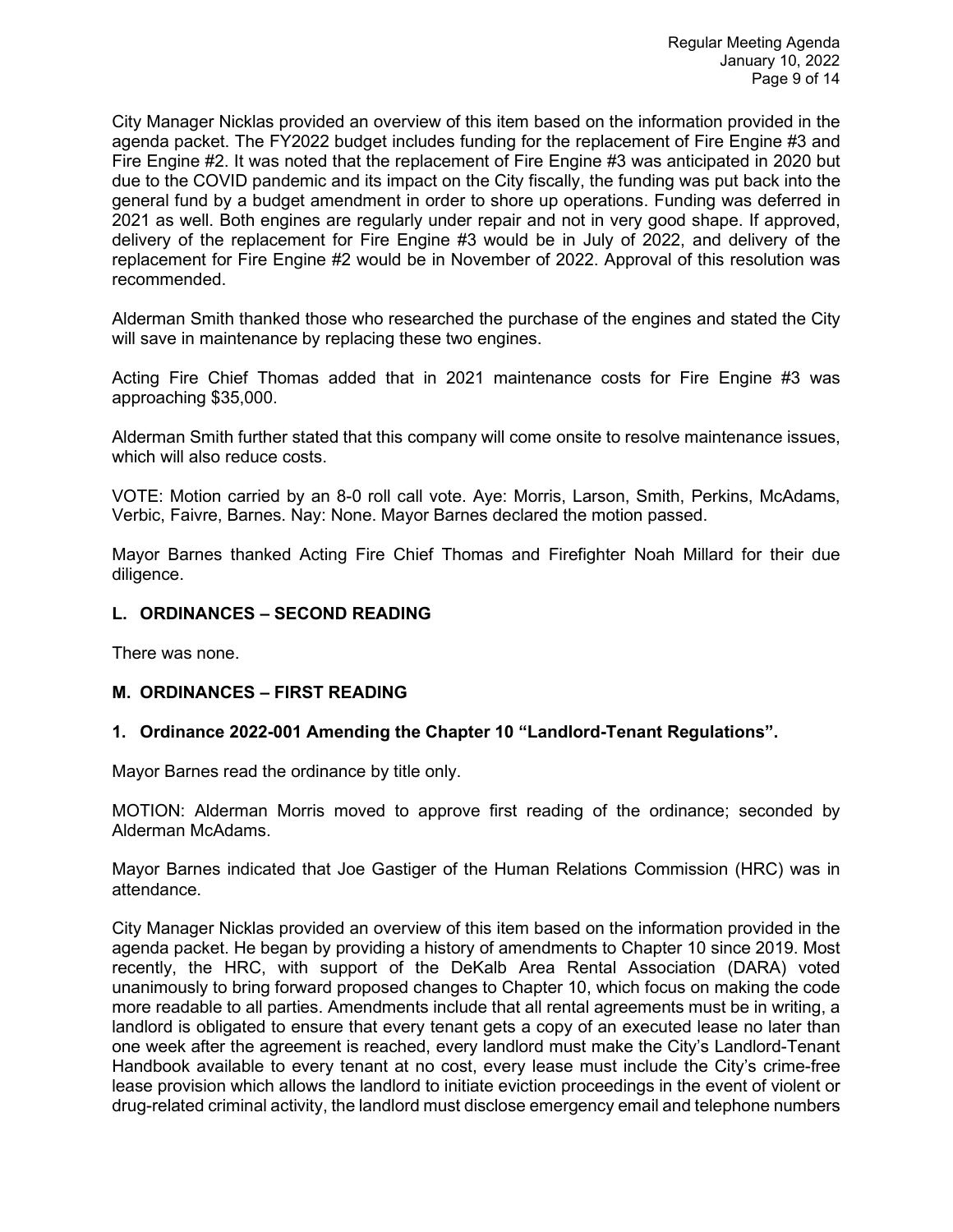City Manager Nicklas provided an overview of this item based on the information provided in the agenda packet. The FY2022 budget includes funding for the replacement of Fire Engine #3 and Fire Engine #2. It was noted that the replacement of Fire Engine #3 was anticipated in 2020 but due to the COVID pandemic and its impact on the City fiscally, the funding was put back into the general fund by a budget amendment in order to shore up operations. Funding was deferred in 2021 as well. Both engines are regularly under repair and not in very good shape. If approved, delivery of the replacement for Fire Engine #3 would be in July of 2022, and delivery of the replacement for Fire Engine #2 would be in November of 2022. Approval of this resolution was recommended.

Alderman Smith thanked those who researched the purchase of the engines and stated the City will save in maintenance by replacing these two engines.

Acting Fire Chief Thomas added that in 2021 maintenance costs for Fire Engine #3 was approaching $35,000.

Alderman Smith further stated that this company will come onsite to resolve maintenance issues, which will also reduce costs.

VOTE: Motion carried by an 8-0 roll call vote. Aye: Morris, Larson, Smith, Perkins, McAdams, Verbic, Faivre, Barnes. Nay: None. Mayor Barnes declared the motion passed.

Mayor Barnes thanked Acting Fire Chief Thomas and Firefighter Noah Millard for their due diligence.

## L. ORDINANCES – SECOND READING

There was none.

## M. ORDINANCES – FIRST READING

### 1. Ordinance 2022-001 Amending the Chapter 10 "Landlord-Tenant Regulations".

Mayor Barnes read the ordinance by title only.

MOTION: Alderman Morris moved to approve first reading of the ordinance; seconded by Alderman McAdams.

Mayor Barnes indicated that Joe Gastiger of the Human Relations Commission (HRC) was in attendance.

City Manager Nicklas provided an overview of this item based on the information provided in the agenda packet. He began by providing a history of amendments to Chapter 10 since 2019. Most recently, the HRC, with support of the DeKalb Area Rental Association (DARA) voted unanimously to bring forward proposed changes to Chapter 10, which focus on making the code more readable to all parties. Amendments include that all rental agreements must be in writing, a landlord is obligated to ensure that every tenant gets a copy of an executed lease no later than one week after the agreement is reached, every landlord must make the City's Landlord-Tenant Handbook available to every tenant at no cost, every lease must include the City's crime-free lease provision which allows the landlord to initiate eviction proceedings in the event of violent or drug-related criminal activity, the landlord must disclose emergency email and telephone numbers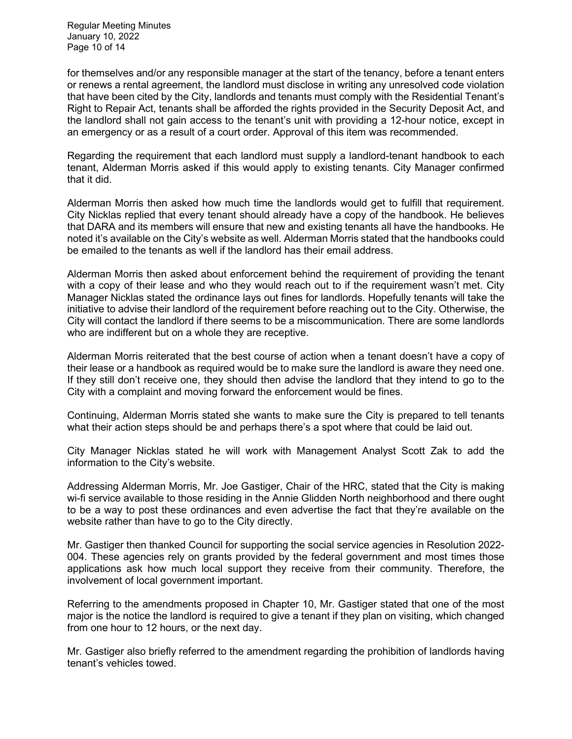for themselves and/or any responsible manager at the start of the tenancy, before a tenant enters or renews a rental agreement, the landlord must disclose in writing any unresolved code violation that have been cited by the City, landlords and tenants must comply with the Residential Tenant's Right to Repair Act, tenants shall be afforded the rights provided in the Security Deposit Act, and the landlord shall not gain access to the tenant's unit with providing a 12-hour notice, except in an emergency or as a result of a court order. Approval of this item was recommended.

Regarding the requirement that each landlord must supply a landlord-tenant handbook to each tenant, Alderman Morris asked if this would apply to existing tenants. City Manager confirmed that it did.

Alderman Morris then asked how much time the landlords would get to fulfill that requirement. City Nicklas replied that every tenant should already have a copy of the handbook. He believes that DARA and its members will ensure that new and existing tenants all have the handbooks. He noted it's available on the City's website as well. Alderman Morris stated that the handbooks could be emailed to the tenants as well if the landlord has their email address.

Alderman Morris then asked about enforcement behind the requirement of providing the tenant with a copy of their lease and who they would reach out to if the requirement wasn't met. City Manager Nicklas stated the ordinance lays out fines for landlords. Hopefully tenants will take the initiative to advise their landlord of the requirement before reaching out to the City. Otherwise, the City will contact the landlord if there seems to be a miscommunication. There are some landlords who are indifferent but on a whole they are receptive.

Alderman Morris reiterated that the best course of action when a tenant doesn't have a copy of their lease or a handbook as required would be to make sure the landlord is aware they need one. If they still don't receive one, they should then advise the landlord that they intend to go to the City with a complaint and moving forward the enforcement would be fines.

Continuing, Alderman Morris stated she wants to make sure the City is prepared to tell tenants what their action steps should be and perhaps there's a spot where that could be laid out.

City Manager Nicklas stated he will work with Management Analyst Scott Zak to add the information to the City's website.

Addressing Alderman Morris, Mr. Joe Gastiger, Chair of the HRC, stated that the City is making wi-fi service available to those residing in the Annie Glidden North neighborhood and there ought to be a way to post these ordinances and even advertise the fact that they're available on the website rather than have to go to the City directly.

Mr. Gastiger then thanked Council for supporting the social service agencies in Resolution 2022-004. These agencies rely on grants provided by the federal government and most times those applications ask how much local support they receive from their community. Therefore, the involvement of local government important.

Referring to the amendments proposed in Chapter 10, Mr. Gastiger stated that one of the most major is the notice the landlord is required to give a tenant if they plan on visiting, which changed from one hour to 12 hours, or the next day.

Mr. Gastiger also briefly referred to the amendment regarding the prohibition of landlords having tenant's vehicles towed.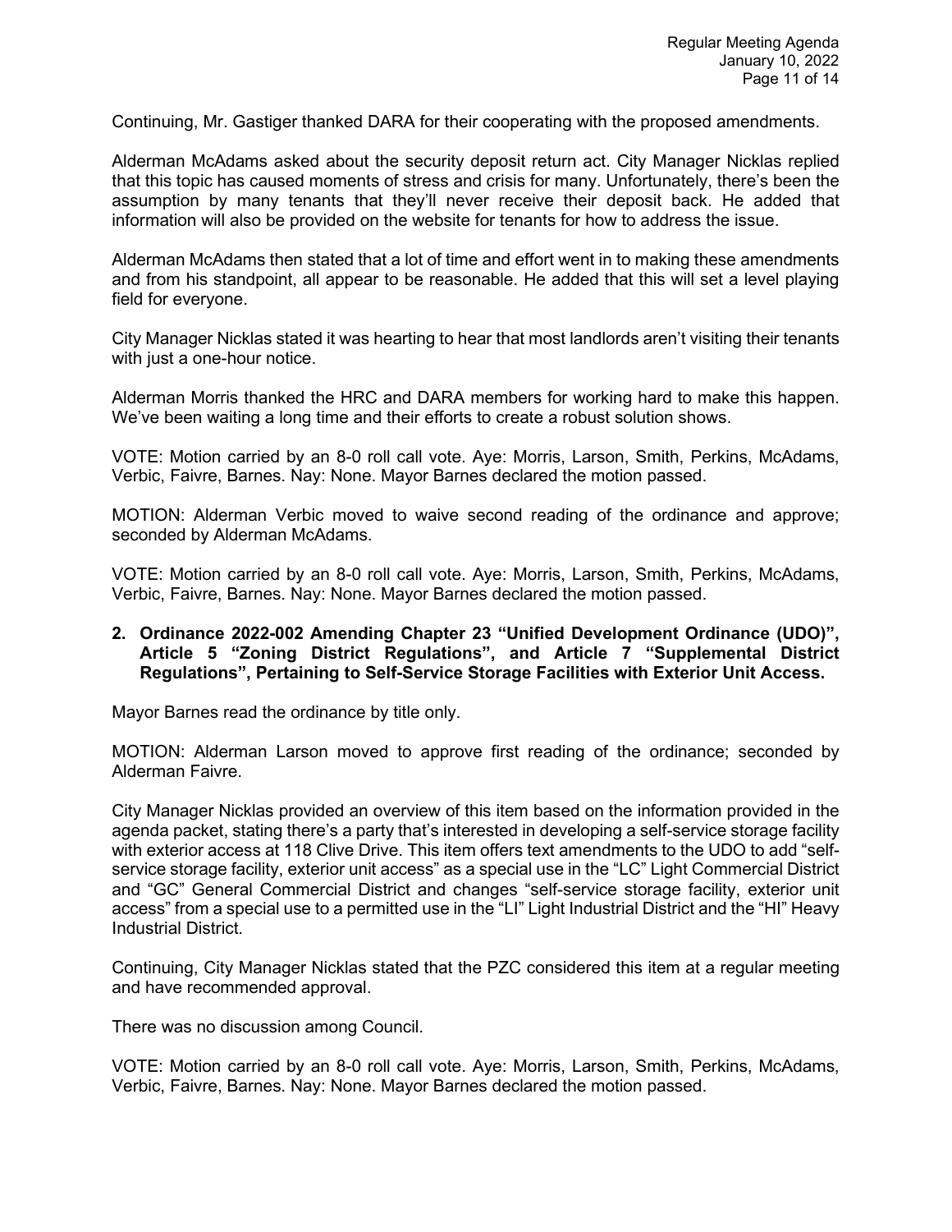Continuing, Mr. Gastiger thanked DARA for their cooperating with the proposed amendments.

Alderman McAdams asked about the security deposit return act. City Manager Nicklas replied that this topic has caused moments of stress and crisis for many. Unfortunately, there's been the assumption by many tenants that they'll never receive their deposit back. He added that information will also be provided on the website for tenants for how to address the issue.

Alderman McAdams then stated that a lot of time and effort went in to making these amendments and from his standpoint, all appear to be reasonable. He added that this will set a level playing field for everyone.

City Manager Nicklas stated it was hearting to hear that most landlords aren't visiting their tenants with just a one-hour notice.

Alderman Morris thanked the HRC and DARA members for working hard to make this happen. We've been waiting a long time and their efforts to create a robust solution shows.

VOTE: Motion carried by an 8-0 roll call vote. Aye: Morris, Larson, Smith, Perkins, McAdams, Verbic, Faivre, Barnes. Nay: None. Mayor Barnes declared the motion passed.

MOTION: Alderman Verbic moved to waive second reading of the ordinance and approve; seconded by Alderman McAdams.

VOTE: Motion carried by an 8-0 roll call vote. Aye: Morris, Larson, Smith, Perkins, McAdams, Verbic, Faivre, Barnes. Nay: None. Mayor Barnes declared the motion passed.

**2. Ordinance 2022-002 Amending Chapter 23 "Unified Development Ordinance (UDO)", Article 5 "Zoning District Regulations", and Article 7 "Supplemental District Regulations", Pertaining to Self-Service Storage Facilities with Exterior Unit Access.**

Mayor Barnes read the ordinance by title only.

MOTION: Alderman Larson moved to approve first reading of the ordinance; seconded by Alderman Faivre.

City Manager Nicklas provided an overview of this item based on the information provided in the agenda packet, stating there's a party that's interested in developing a self-service storage facility with exterior access at 118 Clive Drive. This item offers text amendments to the UDO to add "self-service storage facility, exterior unit access" as a special use in the "LC" Light Commercial District and "GC" General Commercial District and changes "self-service storage facility, exterior unit access" from a special use to a permitted use in the "LI" Light Industrial District and the "HI" Heavy Industrial District.

Continuing, City Manager Nicklas stated that the PZC considered this item at a regular meeting and have recommended approval.

There was no discussion among Council.

VOTE: Motion carried by an 8-0 roll call vote. Aye: Morris, Larson, Smith, Perkins, McAdams, Verbic, Faivre, Barnes. Nay: None. Mayor Barnes declared the motion passed.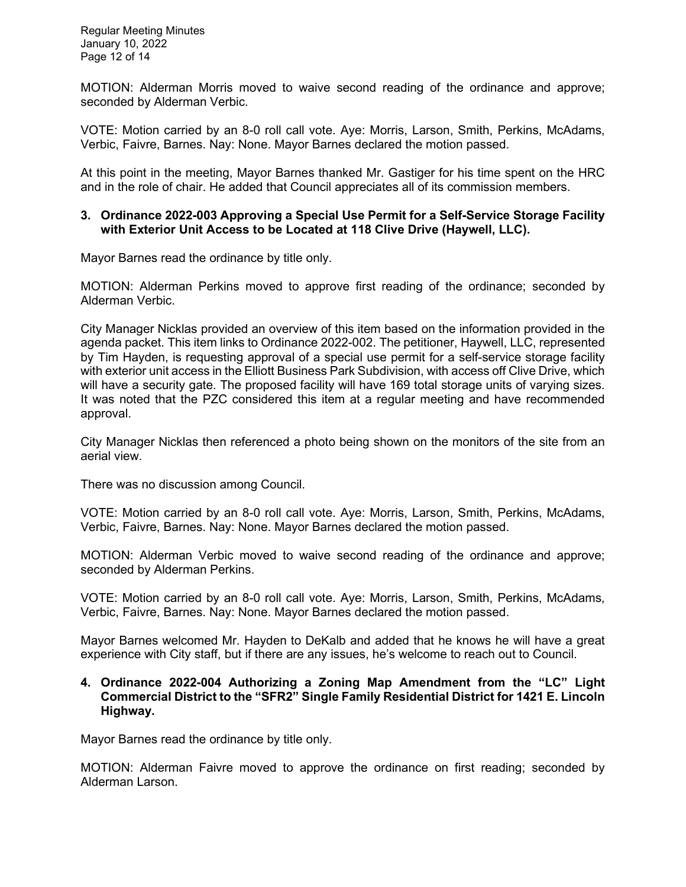MOTION: Alderman Morris moved to waive second reading of the ordinance and approve; seconded by Alderman Verbic.

VOTE: Motion carried by an 8-0 roll call vote. Aye: Morris, Larson, Smith, Perkins, McAdams, Verbic, Faivre, Barnes. Nay: None. Mayor Barnes declared the motion passed.

At this point in the meeting, Mayor Barnes thanked Mr. Gastiger for his time spent on the HRC and in the role of chair. He added that Council appreciates all of its commission members.

**3. Ordinance 2022-003 Approving a Special Use Permit for a Self-Service Storage Facility with Exterior Unit Access to be Located at 118 Clive Drive (Haywell, LLC).**

Mayor Barnes read the ordinance by title only.

MOTION: Alderman Perkins moved to approve first reading of the ordinance; seconded by Alderman Verbic.

City Manager Nicklas provided an overview of this item based on the information provided in the agenda packet. This item links to Ordinance 2022-002. The petitioner, Haywell, LLC, represented by Tim Hayden, is requesting approval of a special use permit for a self-service storage facility with exterior unit access in the Elliott Business Park Subdivision, with access off Clive Drive, which will have a security gate. The proposed facility will have 169 total storage units of varying sizes. It was noted that the PZC considered this item at a regular meeting and have recommended approval.

City Manager Nicklas then referenced a photo being shown on the monitors of the site from an aerial view.

There was no discussion among Council.

VOTE: Motion carried by an 8-0 roll call vote. Aye: Morris, Larson, Smith, Perkins, McAdams, Verbic, Faivre, Barnes. Nay: None. Mayor Barnes declared the motion passed.

MOTION: Alderman Verbic moved to waive second reading of the ordinance and approve; seconded by Alderman Perkins.

VOTE: Motion carried by an 8-0 roll call vote. Aye: Morris, Larson, Smith, Perkins, McAdams, Verbic, Faivre, Barnes. Nay: None. Mayor Barnes declared the motion passed.

Mayor Barnes welcomed Mr. Hayden to DeKalb and added that he knows he will have a great experience with City staff, but if there are any issues, he's welcome to reach out to Council.

**4. Ordinance 2022-004 Authorizing a Zoning Map Amendment from the "LC" Light Commercial District to the "SFR2" Single Family Residential District for 1421 E. Lincoln Highway.**

Mayor Barnes read the ordinance by title only.

MOTION: Alderman Faivre moved to approve the ordinance on first reading; seconded by Alderman Larson.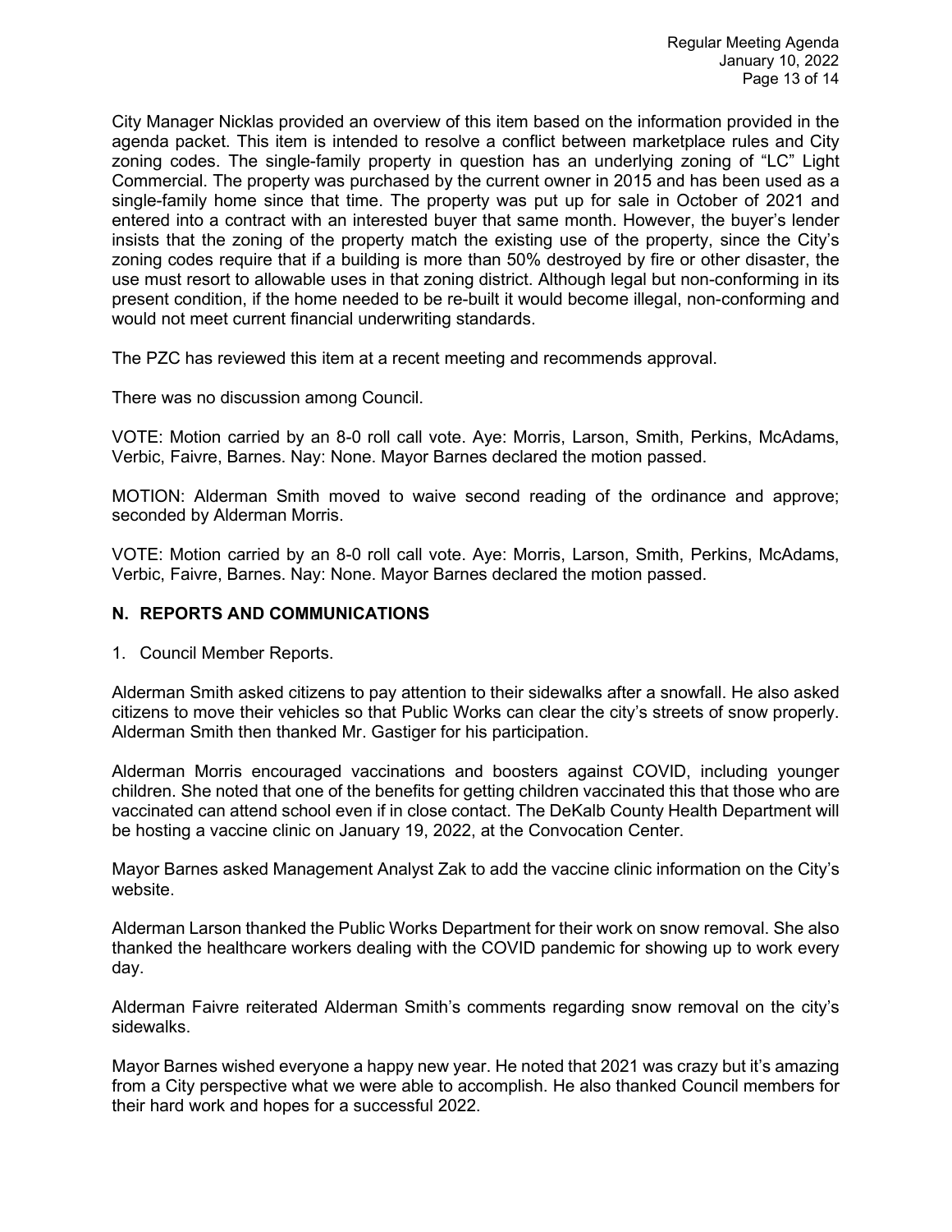City Manager Nicklas provided an overview of this item based on the information provided in the agenda packet. This item is intended to resolve a conflict between marketplace rules and City zoning codes. The single-family property in question has an underlying zoning of "LC" Light Commercial. The property was purchased by the current owner in 2015 and has been used as a single-family home since that time. The property was put up for sale in October of 2021 and entered into a contract with an interested buyer that same month. However, the buyer's lender insists that the zoning of the property match the existing use of the property, since the City's zoning codes require that if a building is more than 50% destroyed by fire or other disaster, the use must resort to allowable uses in that zoning district. Although legal but non-conforming in its present condition, if the home needed to be re-built it would become illegal, non-conforming and would not meet current financial underwriting standards.

The PZC has reviewed this item at a recent meeting and recommends approval.

There was no discussion among Council.

VOTE: Motion carried by an 8-0 roll call vote. Aye: Morris, Larson, Smith, Perkins, McAdams, Verbic, Faivre, Barnes. Nay: None. Mayor Barnes declared the motion passed.

MOTION: Alderman Smith moved to waive second reading of the ordinance and approve; seconded by Alderman Morris.

VOTE: Motion carried by an 8-0 roll call vote. Aye: Morris, Larson, Smith, Perkins, McAdams, Verbic, Faivre, Barnes. Nay: None. Mayor Barnes declared the motion passed.

## N. REPORTS AND COMMUNICATIONS

1. Council Member Reports.

Alderman Smith asked citizens to pay attention to their sidewalks after a snowfall. He also asked citizens to move their vehicles so that Public Works can clear the city's streets of snow properly. Alderman Smith then thanked Mr. Gastiger for his participation.

Alderman Morris encouraged vaccinations and boosters against COVID, including younger children. She noted that one of the benefits for getting children vaccinated this that those who are vaccinated can attend school even if in close contact. The DeKalb County Health Department will be hosting a vaccine clinic on January 19, 2022, at the Convocation Center.

Mayor Barnes asked Management Analyst Zak to add the vaccine clinic information on the City's website.

Alderman Larson thanked the Public Works Department for their work on snow removal. She also thanked the healthcare workers dealing with the COVID pandemic for showing up to work every day.

Alderman Faivre reiterated Alderman Smith's comments regarding snow removal on the city's sidewalks.

Mayor Barnes wished everyone a happy new year. He noted that 2021 was crazy but it's amazing from a City perspective what we were able to accomplish. He also thanked Council members for their hard work and hopes for a successful 2022.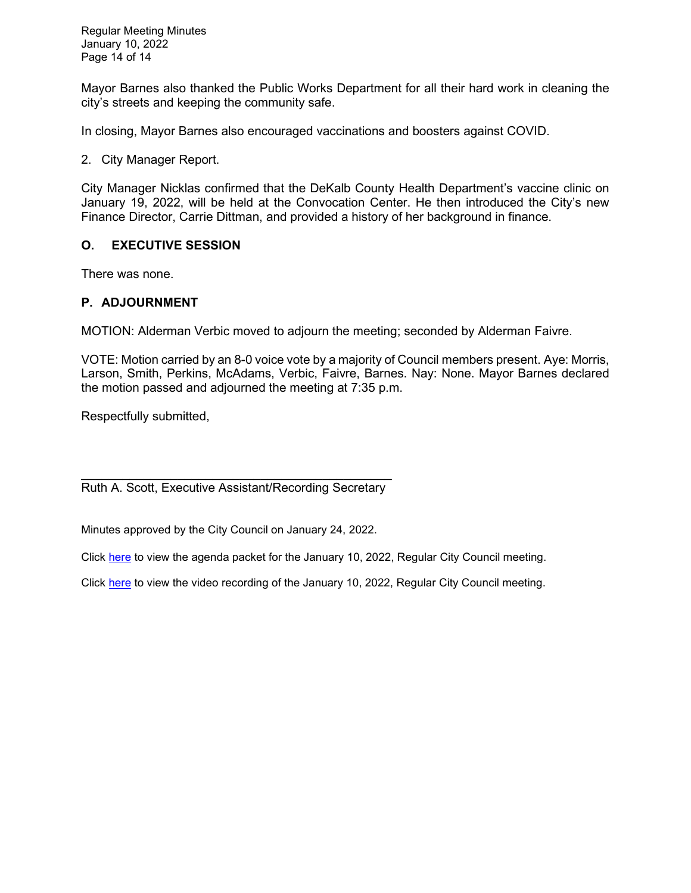Mayor Barnes also thanked the Public Works Department for all their hard work in cleaning the city's streets and keeping the community safe.

In closing, Mayor Barnes also encouraged vaccinations and boosters against COVID.

2. City Manager Report.

City Manager Nicklas confirmed that the DeKalb County Health Department's vaccine clinic on January 19, 2022, will be held at the Convocation Center. He then introduced the City's new Finance Director, Carrie Dittman, and provided a history of her background in finance.

## O. EXECUTIVE SESSION

There was none.

## P. ADJOURNMENT

MOTION: Alderman Verbic moved to adjourn the meeting; seconded by Alderman Faivre.

VOTE: Motion carried by an 8-0 voice vote by a majority of Council members present. Aye: Morris, Larson, Smith, Perkins, McAdams, Verbic, Faivre, Barnes. Nay: None. Mayor Barnes declared the motion passed and adjourned the meeting at 7:35 p.m.

Respectfully submitted,

\_\_\_\_\_\_\_\_\_\_\_\_\_\_\_\_\_\_\_\_\_\_\_\_\_\_\_\_\_\_\_\_\_\_\_\_\_\_\_\_\_\_\_\_

Ruth A. Scott, Executive Assistant/Recording Secretary

Minutes approved by the City Council on January 24, 2022.

Click here to view the agenda packet for the January 10, 2022, Regular City Council meeting.

Click here to view the video recording of the January 10, 2022, Regular City Council meeting.